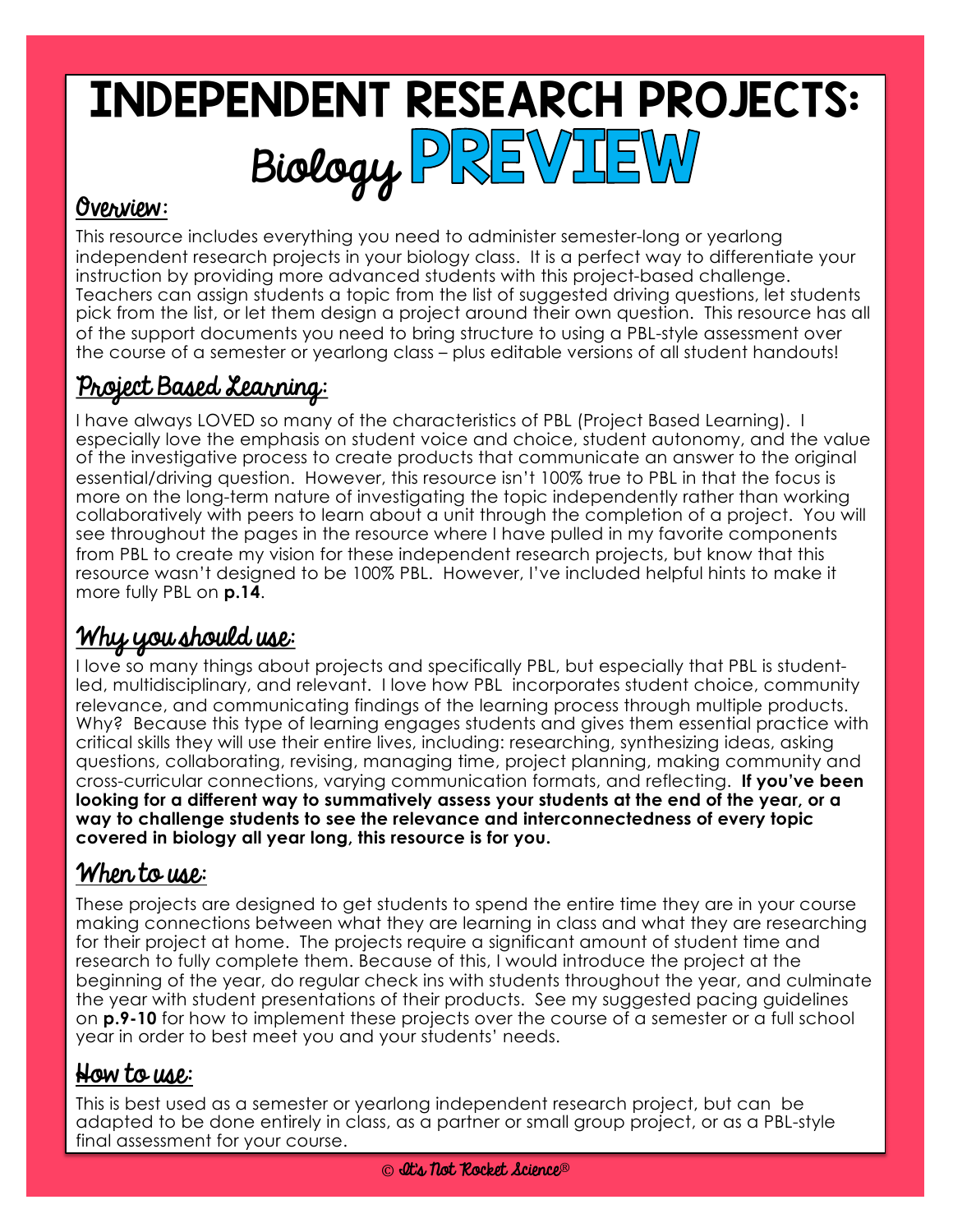# INDEPENDENT RESEARCH PROJECTS: Biology PREVIEW

## Overview:

This resource includes everything you need to administer semester-long or yearlong independent research projects in your biology class. It is a perfect way to differentiate your instruction by providing more advanced students with this project-based challenge. Teachers can assign students a topic from the list of suggested driving questions, let students pick from the list, or let them design a project around their own question. This resource has all of the support documents you need to bring structure to using a PBL-style assessment over the course of a semester or yearlong class – plus editable versions of all student handouts!

## Project Based Learning:

I have always LOVED so many of the characteristics of PBL (Project Based Learning). I especially love the emphasis on student voice and choice, student autonomy, and the value of the investigative process to create products that communicate an answer to the original essential/driving question. However, this resource isn't 100% true to PBL in that the focus is more on the long-term nature of investigating the topic independently rather than working collaboratively with peers to learn about a unit through the completion of a project. You will see throughout the pages in the resource where I have pulled in my favorite components from PBL to create my vision for these independent research projects, but know that this resource wasn't designed to be 100% PBL. However, I've included helpful hints to make it more fully PBL on **p.14**.

## Why you should use:

I love so many things about projects and specifically PBL, but especially that PBL is student-led, multidisciplinary, and relevant. I love how PBL incorporates student choice, community relevance, and communicating findings of the learning process through multiple products. Why? Because this type of learning engages students and gives them essential practice with critical skills they will use their entire lives, including: researching, synthesizing ideas, asking questions, collaborating, revising, managing time, project planning, making community and cross-curricular connections, varying communication formats, and reflecting. **If you've been looking for a different way to summatively assess your students at the end of the year, or a way to challenge students to see the relevance and interconnectedness of every topic covered in biology all year long, this resource is for you.**

## When to use:

These projects are designed to get students to spend the entire time they are in your course making connections between what they are learning in class and what they are researching for their project at home. The projects require a significant amount of student time and research to fully complete them. Because of this, I would introduce the project at the beginning of the year, do regular check ins with students throughout the year, and culminate the year with student presentations of their products. See my suggested pacing guidelines on **p.9-10** for how to implement these projects over the course of a semester or a full school year in order to best meet you and your students' needs.

## How to use:

This is best used as a semester or yearlong independent research project, but can be adapted to be done entirely in class, as a partner or small group project, or as a PBL-style final assessment for your course.

© It's Not Rocket Science®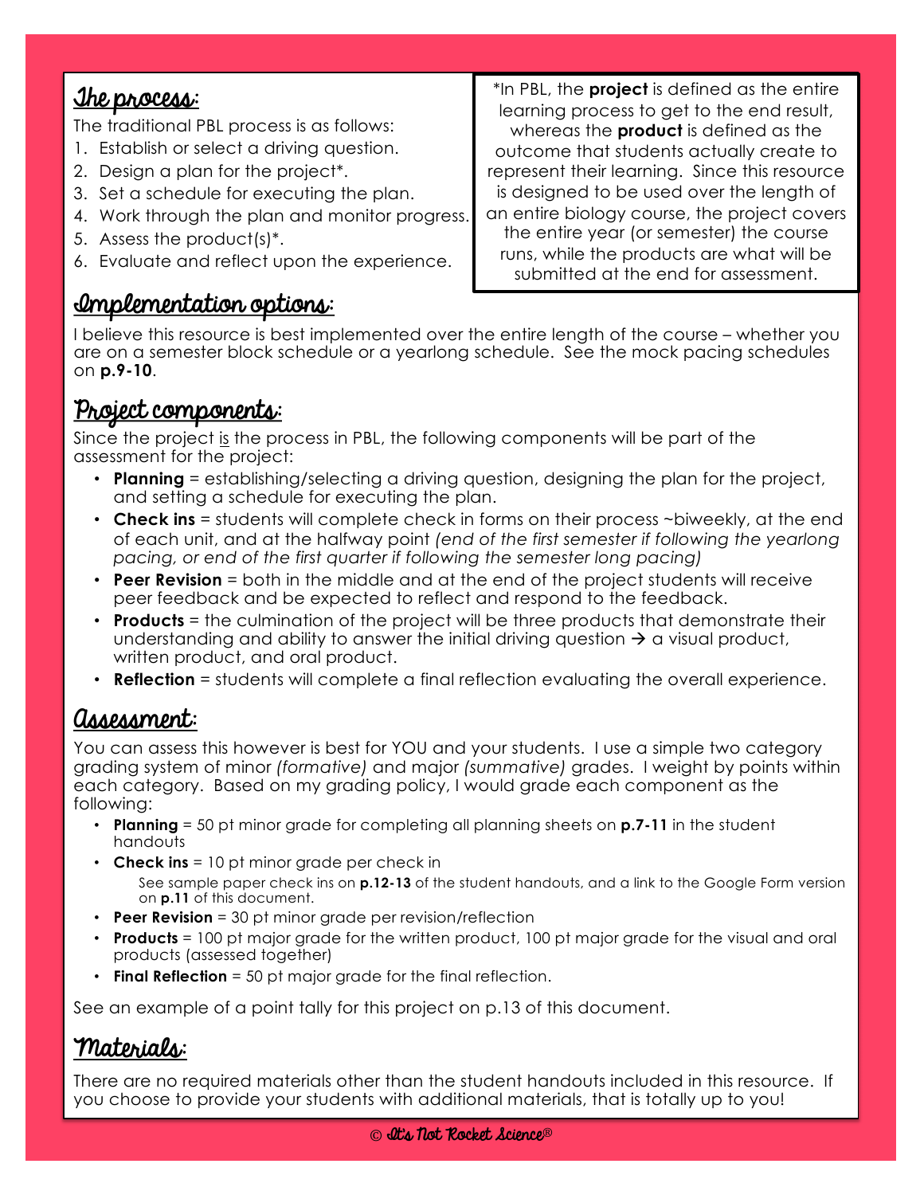## The process:

The traditional PBL process is as follows:

1. Establish or select a driving question.
2. Design a plan for the project*.
3. Set a schedule for executing the plan.
4. Work through the plan and monitor progress.
5. Assess the product(s)*.
6. Evaluate and reflect upon the experience.

*In PBL, the **project** is defined as the entire learning process to get to the end result, whereas the **product** is defined as the outcome that students actually create to represent their learning. Since this resource is designed to be used over the length of an entire biology course, the project covers the entire year (or semester) the course runs, while the products are what will be submitted at the end for assessment.

## Implementation options:

I believe this resource is best implemented over the entire length of the course – whether you are on a semester block schedule or a yearlong schedule. See the mock pacing schedules on **p.9-10**.

## Project components:

Since the project is the process in PBL, the following components will be part of the assessment for the project:

- **Planning** = establishing/selecting a driving question, designing the plan for the project, and setting a schedule for executing the plan.
- **Check ins** = students will complete check in forms on their process ~biweekly, at the end of each unit, and at the halfway point *(end of the first semester if following the yearlong pacing, or end of the first quarter if following the semester long pacing)*
- **Peer Revision** = both in the middle and at the end of the project students will receive peer feedback and be expected to reflect and respond to the feedback.
- **Products** = the culmination of the project will be three products that demonstrate their understanding and ability to answer the initial driving question → a visual product, written product, and oral product.
- **Reflection** = students will complete a final reflection evaluating the overall experience.

## Assessment:

You can assess this however is best for YOU and your students. I use a simple two category grading system of minor *(formative)* and major *(summative)* grades. I weight by points within each category. Based on my grading policy, I would grade each component as the following:

- **Planning** = 50 pt minor grade for completing all planning sheets on **p.7-11** in the student handouts
- **Check ins** = 10 pt minor grade per check in
  See sample paper check ins on **p.12-13** of the student handouts, and a link to the Google Form version on **p.11** of this document.
- **Peer Revision** = 30 pt minor grade per revision/reflection
- **Products** = 100 pt major grade for the written product, 100 pt major grade for the visual and oral products (assessed together)
- **Final Reflection** = 50 pt major grade for the final reflection.

See an example of a point tally for this project on p.13 of this document.

## Materials:

There are no required materials other than the student handouts included in this resource. If you choose to provide your students with additional materials, that is totally up to you!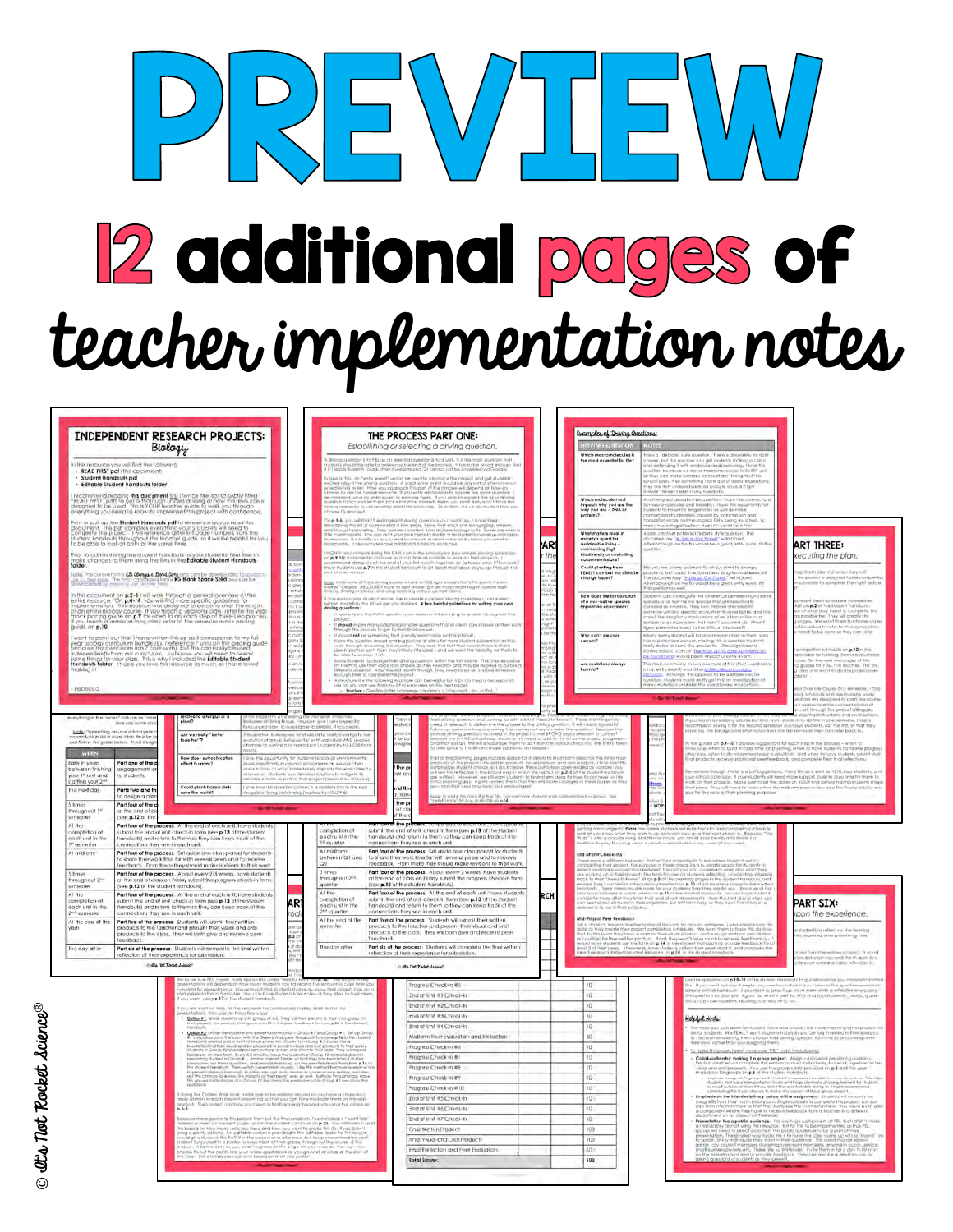# PREVIEW

## 12 additional pages of teacher implementation notes

© It's Not Rocket Science®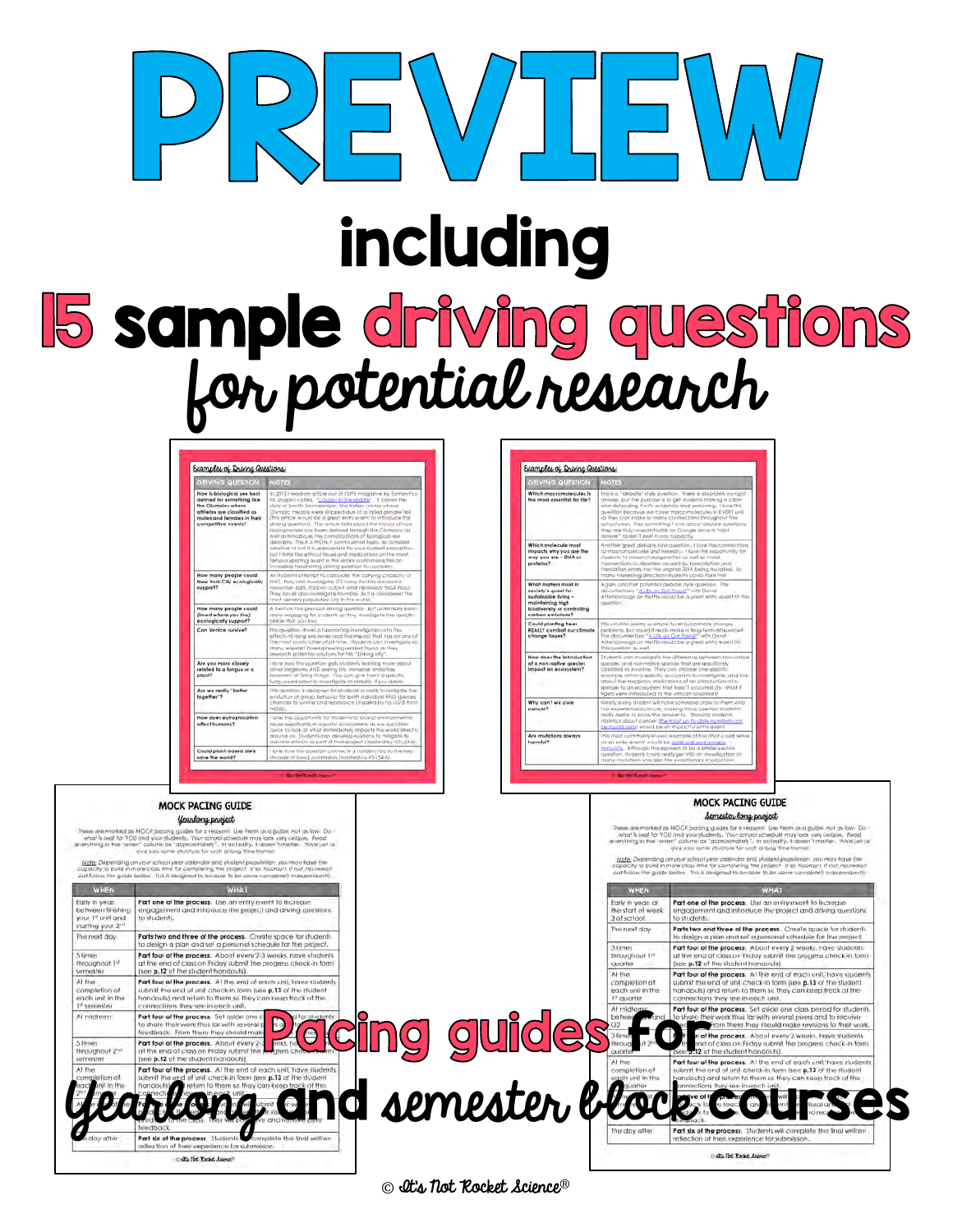# PREVIEW

## including

## 15 sample driving questions *for potential research*

**Examples of Driving Questions:**

| DRIVING QUESTION | NOTES |
|---|---|
| How is biological sex best defined for something like the Olympics where athletes are classified as males and females in their competitive events? | In 2012 I read an article out of ESPN magazine by Samantha M. Shapiro called, "Caught in the Middle". It covers the story of Santhi Soundarajan, the Indian runner whose Olympic medals were stripped due to a failed gender test (this article would be a great entry event to introduce this driving question). The article talks about the history of how biological sex has been defined through the Olympics as well as introduces the complications of biological sex disorders. This is a HIGHLY controversial topic, so consider whether or not it is appropriate for your student population, but I think the ethical issues and implications on the most famous sporting event in the entire world make this an incredibly fascinating driving question to consider. |
| How many people could New York City ecologically support? | As students attempt to calculate the carrying capacity of NYC, they can investigate SO many factors and source materials (still, debate, submit what necessary food must). They could also investigate Mumbai, as it is considered the most densely populated city in the world. |
| How many people could (insert where you live) ecologically support? | A twist on the previous driving question, but potentially even more engaging for students as they investigate the specific place that you live. |
| Can Venice survive? | This question drives a fascinating investigation into the effects of rising sea levels and the impact that has on one of the most iconic cities of all time. Students can investigate so many relevant interdisciplinary topics as they research potential solutions for this "sinking city". |
| Are you more closely related to a fungus or a plant? | I love how this question gets students learning more about other kingdoms AND seeing the immense similarities between all living things. You can give them a specific fungus and plant to investigate to simplify, if you desire. |
| Are we really "better together"? | This question is designed for students to really investigate the evolution of group behavior for both individual AND species chances to survive and reproduce (inspired by HS-LS2-8 from NGSS). |
| How does eutrophication affect humans? | I love the opportunity for students to look at environmental issues (especially in aquatic ecosystems as we are often quick to look at what immediately impacts the world directly around us. Students can develop solutions to mitigate its adverse effects as part of their project (inspired by HS-LS2-6). |
| Could plant-based diets save the world? | I love how this question connects a modern fad to the real impacts of living sustainably (inspired by HS-LS2-6). |

**Examples of Driving Questions:**

| DRIVING QUESTION | NOTES |
|---|---|
| Which macromolecule is the most essential for life? | This is a "debate" style question. There is absolutely no right answer, but the purpose is to get students making a claim and defending it with evidence and reasoning. I love this question because we cover macromolecules in EVERY unit, so they can make so many connections throughout the school year. Also something I love about debate questions: they are fully unsearchable on Google since a "right answer" doesn't exist in any capacity. |
| Which molecule most impacts why you are the way you are – DNA or proteins? | Another great debate style question. I love the connections for macromolecules and heredity. I love the opportunity for students to research epigenetics as well as make connections to disorders caused by translation and transcription errors, not the original DNA being mutated. So many interesting directions students could take this! |
| What matters most in society's quest for sustainable living – maintaining high biodiversity or controlling carbon emissions? | Again, another potential debate style question. The documentary "A Life on Our Planet" with David Attenborough on Netflix would be a great entry event for this question. |
| Could planting trees REALLY combat our climate change issues? | This solution seems so simple to all our climate change problems, but could it really make a long-term difference? The documentary "A Life on Our Planet" with David Attenborough on Netflix would be a great entry event for this question as well. |
| How does the introduction of a non-native species impact an ecosystem? | Students can investigate the difference between non-native species, and non-native species that are specifically classified as invasive. They can choose one specific example within a specific ecosystem to investigate, and look at the imaginary implications of an introduction of a species to an ecosystem that hasn't occurred (Ex. What if tigers were introduced to the African savannah?) |
| Why can't we cure cancer? | Nearly every student will have someone close to them who has experienced cancer, making this a question students really desire to know the answer to. Showing students statistics about cancer (the most up-to-date numbers can be found here) would be an impactful entry event. |
| Are mutations always harmful? | The most commonly known example of this that could serve as an entry event would be sickle cell and malaria immunity. Although this appears to be a simple yes/no question, students could really get into an investigation of many mutations and also the evolutionary implications. |

### MOCK PACING GUIDE

***Yearlong project***

These are marked as MOCK pacing guides for a reason!! Use them as a guide, not as law. Do what is best for YOU and your students. Your school schedule may look very unique. Read everything in the "when" column as "approximately". In actuality, it doesn't matter. This is just to give you some structure for such a long time frame!

*Note: Depending on your school year calendar and student population, you may have the capacity to build in more class time for completing the project. This flexibility, if not, however, just follow the guide below. This is designed to be able to be done completely independently.*

| WHEN | WHAT |
|---|---|
| Early in year, between finishing your 1st unit and starting your 2nd | **Part one of the process.** Use an entry event to increase engagement and introduce the project and driving questions to students. |
| The next day | **Parts two and three of the process.** Create space for students to design a plan and set a personal schedule for the project. |
| 5 times throughout 1st semester | **Part four of the process.** About every 2-3 weeks, have students at the end of class on Friday submit the progress check-in form (see p.12 of the student handouts). |
| At the completion of each unit in the 1st semester | **Part four of the process.** At the end of each unit, have students submit the end of unit check-in form (see p.13 of the student handouts) and return to them so they can keep track of the connections they see in each unit. |
| At midterm | **Part four of the process.** Set aside one c... to share their work thus far with several p... feedback. From there they should mak... |
| 5 times throughout 2nd semester | **Part four of the process.** About every 2-... at the end of class on Friday submit the progress check... (see p.12 of the student handouts). |
| At the completion of each unit in the 2nd ... | **Part four of the process.** At the end of each unit, have students submit the end of unit check-in form (see p.13 of the student handouts) and return to them so they can keep track of the connections ... |
| ... | ... feedback. |
| ... day after | **Part six of the process.** Students will complete the final written reflection of their experience for submission. |

### MOCK PACING GUIDE

***Semester long project***

These are marked as MOCK pacing guides for a reason!! Use them as a guide, not as law. Do what is best for YOU and your students. Your school schedule may look very unique. Read everything in the "when" column as "approximately". In actuality, it doesn't matter. This is just to give you some structure for such a long time frame!

*Note: Depending on your school year calendar and student population, you may have the capacity to build in more class time for completing the project. This flexibility, if not, however, just follow the guide below. This is designed to be able to be done completely independently.*

| WHEN | WHAT |
|---|---|
| Early in year, at the start of week 3 of school | **Part one of the process.** Use an entry event to increase engagement and introduce the project and driving questions to students. |
| The next day | **Parts two and three of the process.** Create space for students to design a plan and set a personal schedule for the project. |
| 3 times throughout 1st quarter | **Part four of the process.** About every 2 weeks, have students at the end of class on Friday submit the progress check-in form (see p.12 of the student handouts). |
| At the completion of each unit in the 1st quarter | **Part four of the process.** At the end of each unit, have students submit the end of unit check-in form (see p.13 of the student handouts) and return to them so they can keep track of the connections they see in each unit. |
| At midterm between Q1 and Q2 | **Part four of the process.** Set aside one class period for students to share their work thus far with several peers and to receive feedback. From there they should make revisions to their work. |
| 3 times throughout 2nd quarter | **Part four of the process.** About every 2 weeks, have students at the end of class on Friday submit the progress check-in form (see p.12 of the student handouts). |
| At the completion of each unit in the 2nd quarter | **Part four of the process.** At the end of each unit, have students submit the end of unit check-in form (see p.13 of the student handouts) and return to them so they can keep track of the connections they see in each unit. |
| ... | **Part five of the process.** ... feedback. |
| The day after | **Part six of the process.** Students will complete the final written reflection of their experience for submission. |

## Pacing guides for *yearlong* and *semester block* courses

© It's Not Rocket Science®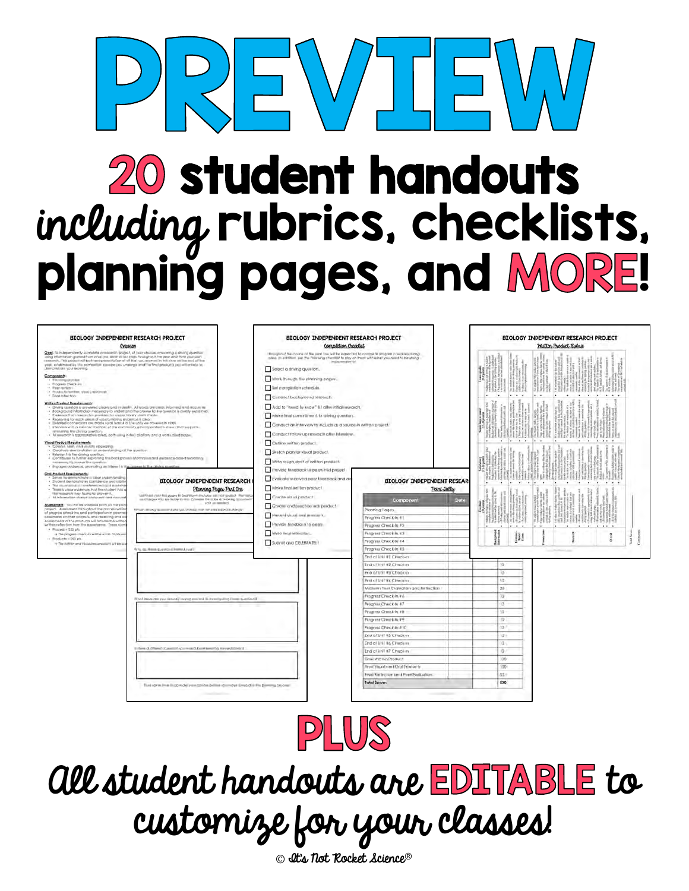# PREVIEW

## 20 student handouts *including* rubrics, checklists, planning pages, and MORE!

## PLUS

*All student handouts are* **EDITABLE** *to customize for your classes!*

© It's Not Rocket Science®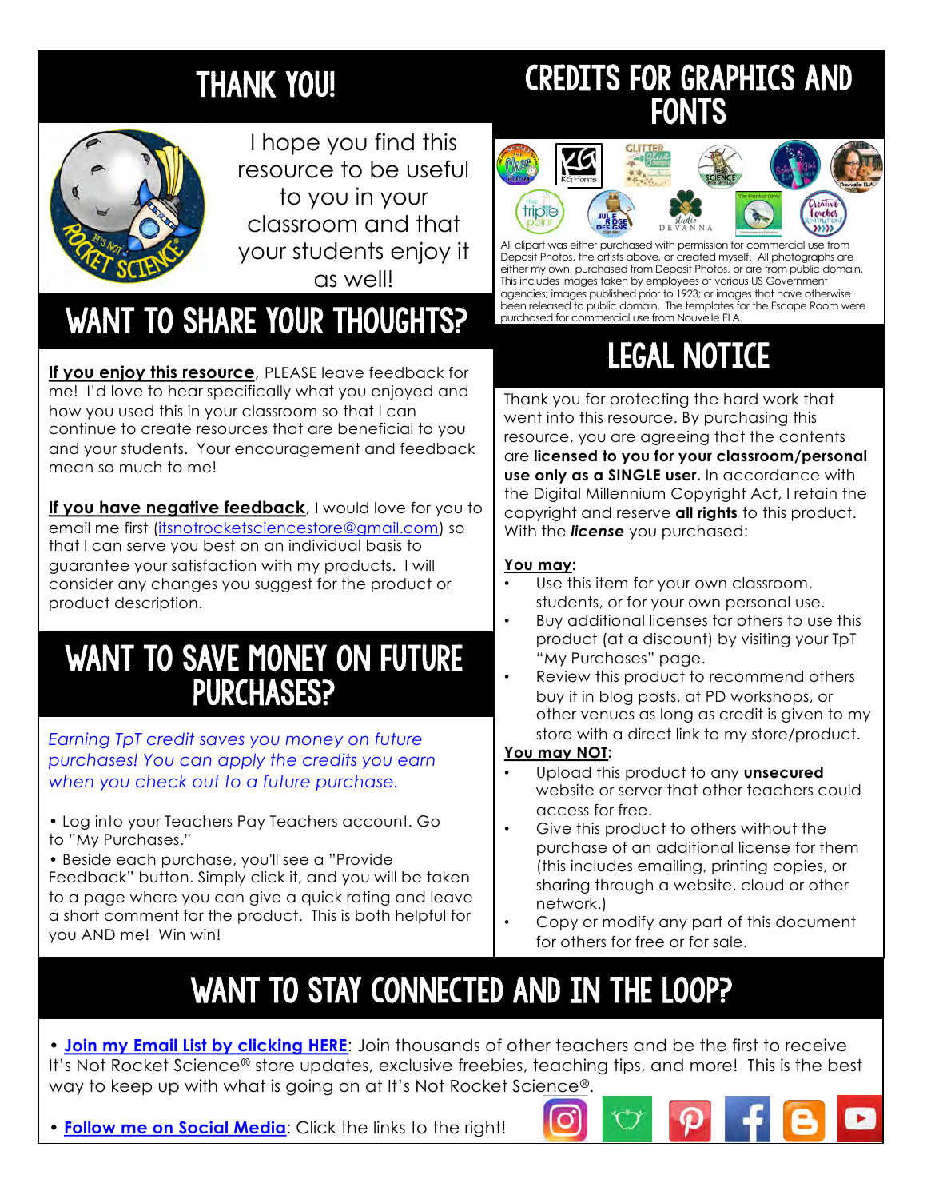# THANK YOU!

I hope you find this resource to be useful to you in your classroom and that your students enjoy it as well!

# WANT TO SHARE YOUR THOUGHTS?

**If you enjoy this resource**, PLEASE leave feedback for me! I'd love to hear specifically what you enjoyed and how you used this in your classroom so that I can continue to create resources that are beneficial to you and your students. Your encouragement and feedback mean so much to me!

**If you have negative feedback**, I would love for you to email me first (itsnotrocketsciencestore@gmail.com) so that I can serve you best on an individual basis to guarantee your satisfaction with my products. I will consider any changes you suggest for the product or product description.

# WANT TO SAVE MONEY ON FUTURE PURCHASES?

*Earning TpT credit saves you money on future purchases! You can apply the credits you earn when you check out to a future purchase.*

• Log into your Teachers Pay Teachers account. Go to "My Purchases."
• Beside each purchase, you'll see a "Provide Feedback" button. Simply click it, and you will be taken to a page where you can give a quick rating and leave a short comment for the product. This is both helpful for you AND me! Win win!

# CREDITS FOR GRAPHICS AND FONTS

All clipart was either purchased with permission for commercial use from Deposit Photos, the artists above, or created myself. All photographs are either my own, purchased from Deposit Photos, or are from public domain. This includes images taken by employees of various US Government agencies; images published prior to 1923; or images that have otherwise been released to public domain. The templates for the Escape Room were purchased for commercial use from Nouvelle ELA.

# LEGAL NOTICE

Thank you for protecting the hard work that went into this resource. By purchasing this resource, you are agreeing that the contents are **licensed to you for your classroom/personal use only as a SINGLE user.** In accordance with the Digital Millennium Copyright Act, I retain the copyright and reserve **all rights** to this product. With the ***license*** you purchased:

**You may:**

- Use this item for your own classroom, students, or for your own personal use.
- Buy additional licenses for others to use this product (at a discount) by visiting your TpT "My Purchases" page.
- Review this product to recommend others buy it in blog posts, at PD workshops, or other venues as long as credit is given to my store with a direct link to my store/product.

**You may NOT:**

- Upload this product to any **unsecured** website or server that other teachers could access for free.
- Give this product to others without the purchase of an additional license for them (this includes emailing, printing copies, or sharing through a website, cloud or other network.)
- Copy or modify any part of this document for others for free or for sale.

# WANT TO STAY CONNECTED AND IN THE LOOP?

• **Join my Email List by clicking HERE**: Join thousands of other teachers and be the first to receive It's Not Rocket Science® store updates, exclusive freebies, teaching tips, and more! This is the best way to keep up with what is going on at It's Not Rocket Science®.

• **Follow me on Social Media**: Click the links to the right!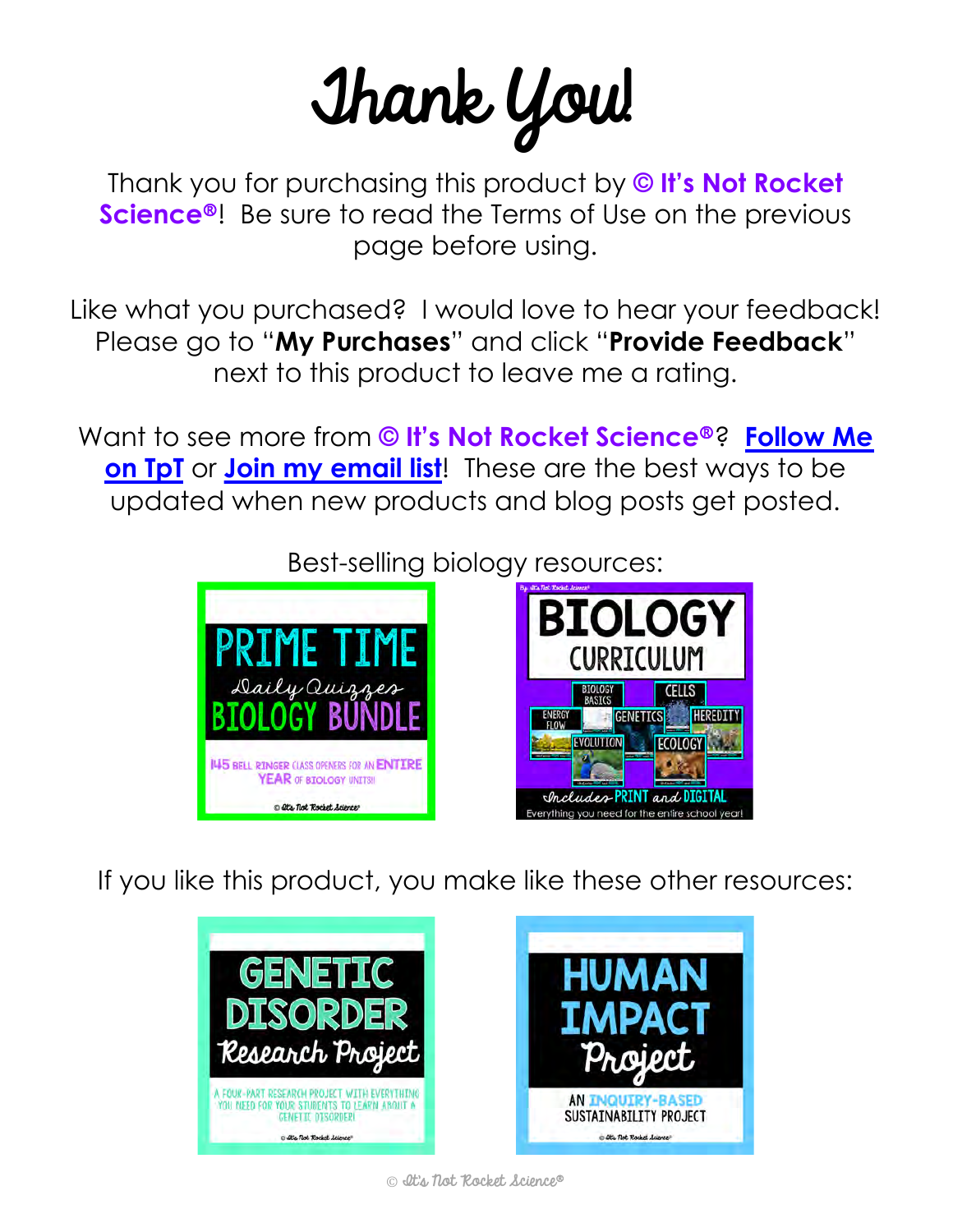# Thank You!

Thank you for purchasing this product by **© It's Not Rocket Science®**! Be sure to read the Terms of Use on the previous page before using.

Like what you purchased? I would love to hear your feedback! Please go to "**My Purchases**" and click "**Provide Feedback**" next to this product to leave me a rating.

Want to see more from **© It's Not Rocket Science®**? **Follow Me on TpT** or **Join my email list**! These are the best ways to be updated when new products and blog posts get posted.

Best-selling biology resources:

PRIME TIME Daily Quizzes BIOLOGY BUNDLE
145 BELL RINGER CLASS OPENERS FOR AN ENTIRE YEAR OF BIOLOGY UNITS!!
© It's Not Rocket Science®

By: It's Not Rocket Science®
BIOLOGY CURRICULUM
BIOLOGY BASICS
CELLS
ENERGY FLOW
GENETICS
HEREDITY
EVOLUTION
ECOLOGY
Includes PRINT and DIGITAL
Everything you need for the entire school year!

If you like this product, you make like these other resources:

GENETIC DISORDER Research Project
A FOUR-PART RESEARCH PROJECT WITH EVERYTHING YOU NEED FOR YOUR STUDENTS TO LEARN ABOUT A GENETIC DISORDER!
© It's Not Rocket Science®

HUMAN IMPACT Project
AN INQUIRY-BASED SUSTAINABILITY PROJECT
© It's Not Rocket Science®